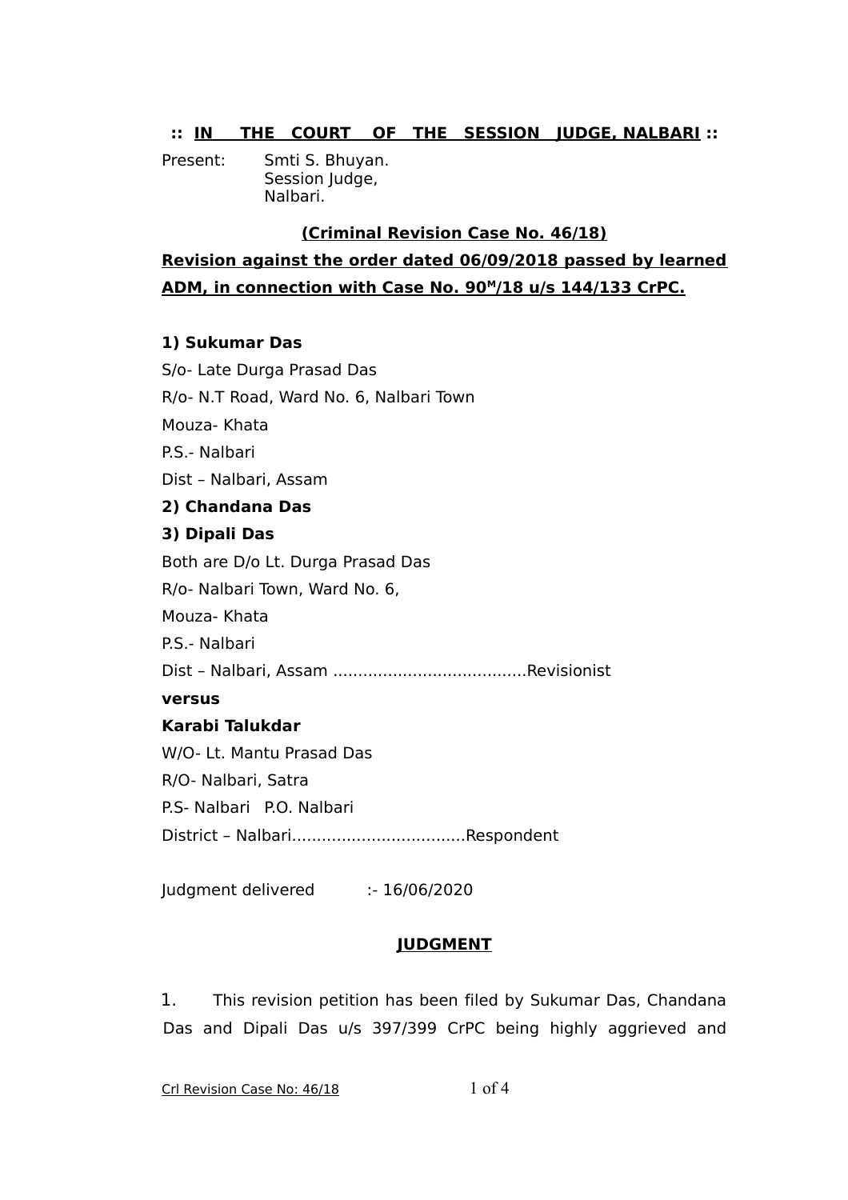**:: IN THE COURT OF THE SESSION JUDGE, NALBARI ::**

Present: Smti S. Bhuyan.
Session Judge,
Nalbari.

**(Criminal Revision Case No. 46/18)**

**Revision against the order dated 06/09/2018 passed by learned ADM, in connection with Case No. 90$^{M}$/18 u/s 144/133 CrPC.**

**1) Sukumar Das**

S/o- Late Durga Prasad Das

R/o- N.T Road, Ward No. 6, Nalbari Town

Mouza- Khata

P.S.- Nalbari

Dist – Nalbari, Assam

**2) Chandana Das**

**3) Dipali Das**

Both are D/o Lt. Durga Prasad Das

R/o- Nalbari Town, Ward No. 6,

Mouza- Khata

P.S.- Nalbari

Dist – Nalbari, Assam .......................................Revisionist

**versus**

**Karabi Talukdar**

W/O- Lt. Mantu Prasad Das

R/O- Nalbari, Satra

P.S- Nalbari P.O. Nalbari

District – Nalbari...................................Respondent

Judgment delivered :- 16/06/2020

**JUDGMENT**

1. This revision petition has been filed by Sukumar Das, Chandana Das and Dipali Das u/s 397/399 CrPC being highly aggrieved and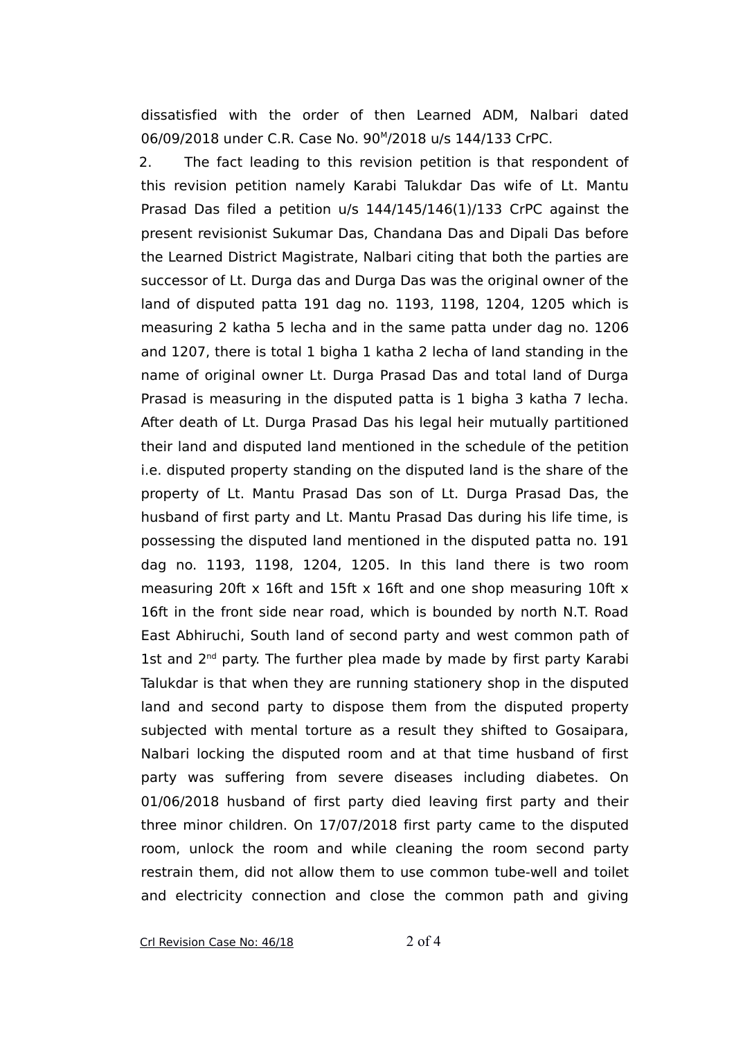dissatisfied with the order of then Learned ADM, Nalbari dated 06/09/2018 under C.R. Case No. 90[M]/2018 u/s 144/133 CrPC.

2. The fact leading to this revision petition is that respondent of this revision petition namely Karabi Talukdar Das wife of Lt. Mantu Prasad Das filed a petition u/s 144/145/146(1)/133 CrPC against the present revisionist Sukumar Das, Chandana Das and Dipali Das before the Learned District Magistrate, Nalbari citing that both the parties are successor of Lt. Durga das and Durga Das was the original owner of the land of disputed patta 191 dag no. 1193, 1198, 1204, 1205 which is measuring 2 katha 5 lecha and in the same patta under dag no. 1206 and 1207, there is total 1 bigha 1 katha 2 lecha of land standing in the name of original owner Lt. Durga Prasad Das and total land of Durga Prasad is measuring in the disputed patta is 1 bigha 3 katha 7 lecha. After death of Lt. Durga Prasad Das his legal heir mutually partitioned their land and disputed land mentioned in the schedule of the petition i.e. disputed property standing on the disputed land is the share of the property of Lt. Mantu Prasad Das son of Lt. Durga Prasad Das, the husband of first party and Lt. Mantu Prasad Das during his life time, is possessing the disputed land mentioned in the disputed patta no. 191 dag no. 1193, 1198, 1204, 1205. In this land there is two room measuring 20ft x 16ft and 15ft x 16ft and one shop measuring 10ft x 16ft in the front side near road, which is bounded by north N.T. Road East Abhiruchi, South land of second party and west common path of 1st and 2nd party. The further plea made by made by first party Karabi Talukdar is that when they are running stationery shop in the disputed land and second party to dispose them from the disputed property subjected with mental torture as a result they shifted to Gosaipara, Nalbari locking the disputed room and at that time husband of first party was suffering from severe diseases including diabetes. On 01/06/2018 husband of first party died leaving first party and their three minor children. On 17/07/2018 first party came to the disputed room, unlock the room and while cleaning the room second party restrain them, did not allow them to use common tube-well and toilet and electricity connection and close the common path and giving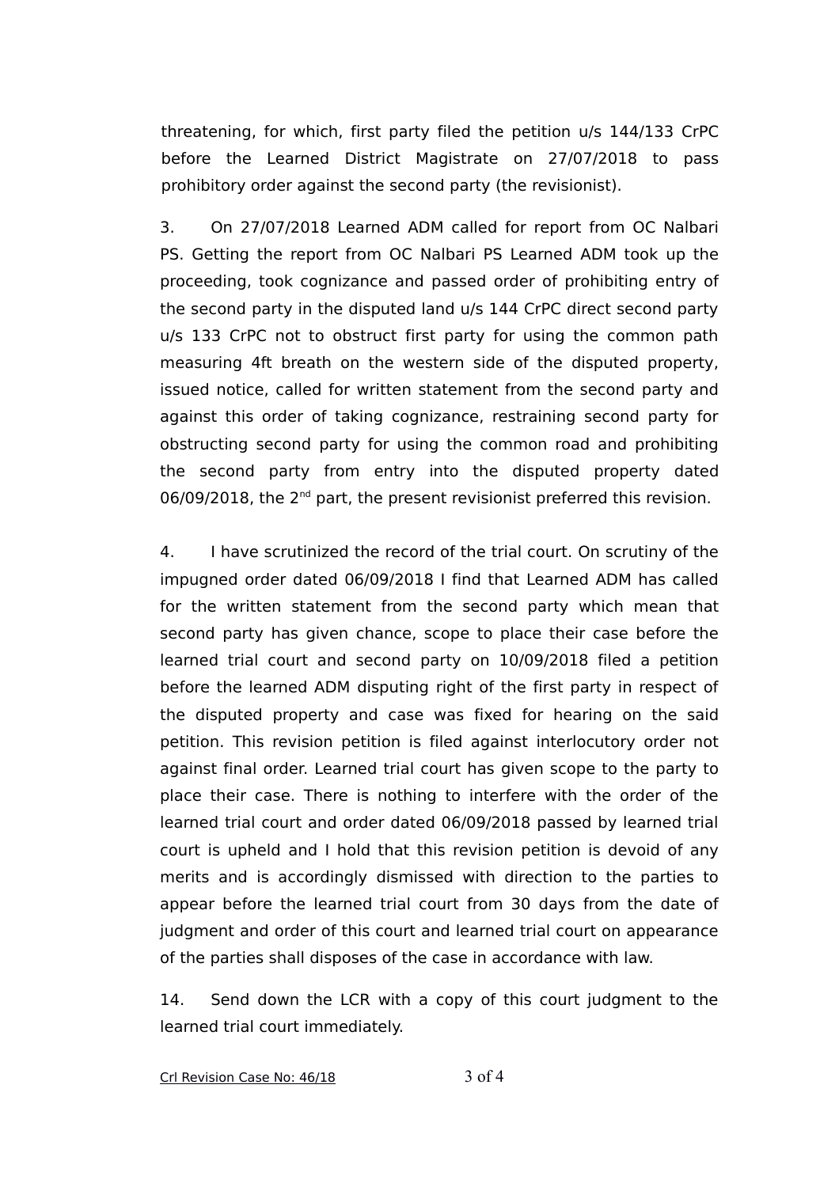threatening, for which, first party filed the petition u/s 144/133 CrPC before the Learned District Magistrate on 27/07/2018 to pass prohibitory order against the second party (the revisionist).

3. On 27/07/2018 Learned ADM called for report from OC Nalbari PS. Getting the report from OC Nalbari PS Learned ADM took up the proceeding, took cognizance and passed order of prohibiting entry of the second party in the disputed land u/s 144 CrPC direct second party u/s 133 CrPC not to obstruct first party for using the common path measuring 4ft breath on the western side of the disputed property, issued notice, called for written statement from the second party and against this order of taking cognizance, restraining second party for obstructing second party for using the common road and prohibiting the second party from entry into the disputed property dated 06/09/2018, the 2nd part, the present revisionist preferred this revision.

4. I have scrutinized the record of the trial court. On scrutiny of the impugned order dated 06/09/2018 I find that Learned ADM has called for the written statement from the second party which mean that second party has given chance, scope to place their case before the learned trial court and second party on 10/09/2018 filed a petition before the learned ADM disputing right of the first party in respect of the disputed property and case was fixed for hearing on the said petition. This revision petition is filed against interlocutory order not against final order. Learned trial court has given scope to the party to place their case. There is nothing to interfere with the order of the learned trial court and order dated 06/09/2018 passed by learned trial court is upheld and I hold that this revision petition is devoid of any merits and is accordingly dismissed with direction to the parties to appear before the learned trial court from 30 days from the date of judgment and order of this court and learned trial court on appearance of the parties shall disposes of the case in accordance with law.

14. Send down the LCR with a copy of this court judgment to the learned trial court immediately.

Crl Revision Case No: 46/18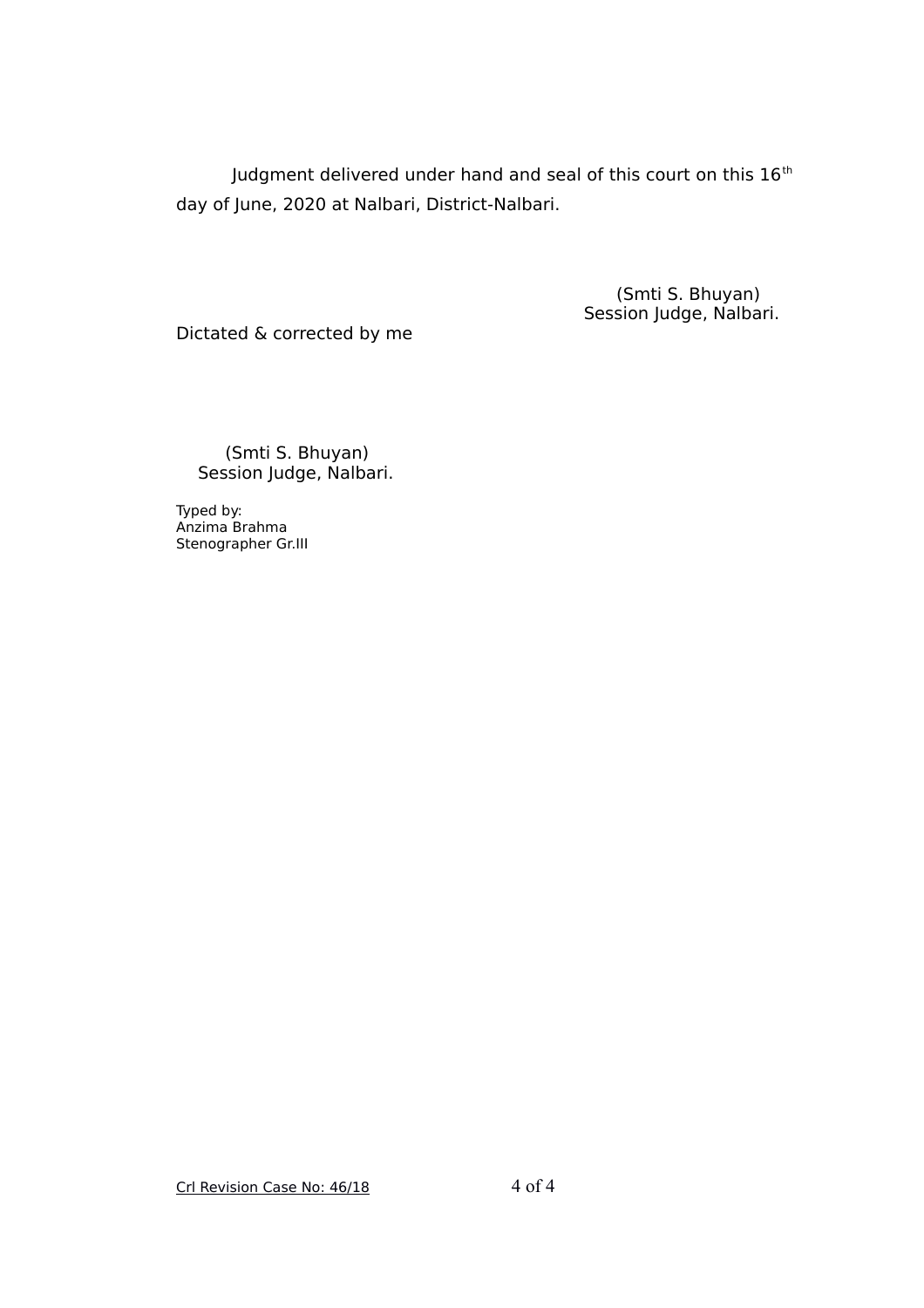Judgment delivered under hand and seal of this court on this 16th day of June, 2020 at Nalbari, District-Nalbari.

(Smti S. Bhuyan)
Session Judge, Nalbari.

Dictated & corrected by me

(Smti S. Bhuyan)
Session Judge, Nalbari.

Typed by:
Anzima Brahma
Stenographer Gr.III